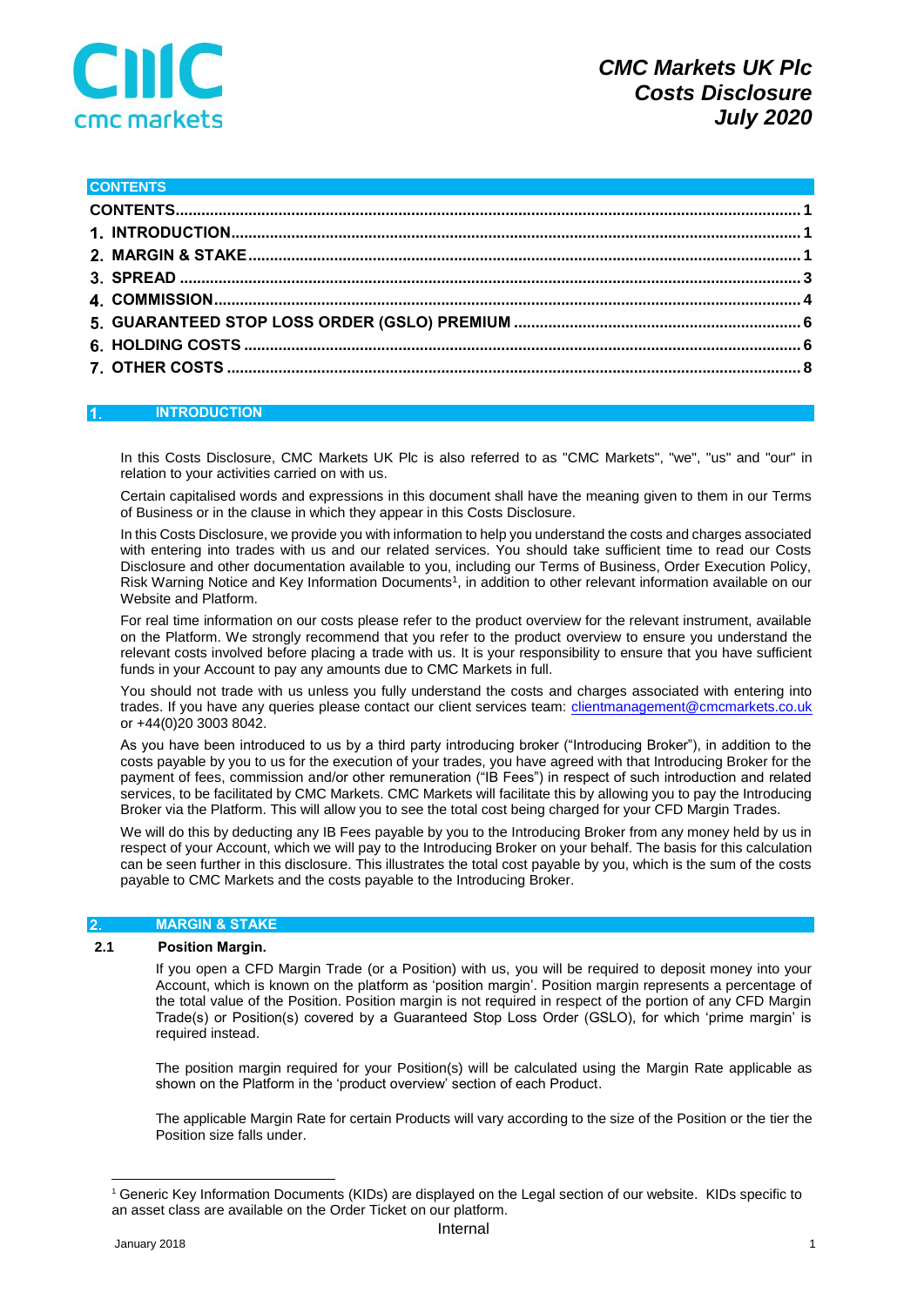# CMC Markets UK Plc
# Costs Disclosure
# July 2020

## CONTENTS

CONTENTS ..... 1
1. INTRODUCTION ..... 1
2. MARGIN & STAKE ..... 1
3. SPREAD ..... 3
4. COMMISSION ..... 4
5. GUARANTEED STOP LOSS ORDER (GSLO) PREMIUM ..... 6
6. HOLDING COSTS ..... 6
7. OTHER COSTS ..... 8

## 1. INTRODUCTION

In this Costs Disclosure, CMC Markets UK Plc is also referred to as "CMC Markets", "we", "us" and "our" in relation to your activities carried on with us.

Certain capitalised words and expressions in this document shall have the meaning given to them in our Terms of Business or in the clause in which they appear in this Costs Disclosure.

In this Costs Disclosure, we provide you with information to help you understand the costs and charges associated with entering into trades with us and our related services. You should take sufficient time to read our Costs Disclosure and other documentation available to you, including our Terms of Business, Order Execution Policy, Risk Warning Notice and Key Information Documents[1], in addition to other relevant information available on our Website and Platform.

For real time information on our costs please refer to the product overview for the relevant instrument, available on the Platform. We strongly recommend that you refer to the product overview to ensure you understand the relevant costs involved before placing a trade with us. It is your responsibility to ensure that you have sufficient funds in your Account to pay any amounts due to CMC Markets in full.

You should not trade with us unless you fully understand the costs and charges associated with entering into trades. If you have any queries please contact our client services team: clientmanagement@cmcmarkets.co.uk or +44(0)20 3003 8042.

As you have been introduced to us by a third party introducing broker ("Introducing Broker"), in addition to the costs payable by you to us for the execution of your trades, you have agreed with that Introducing Broker for the payment of fees, commission and/or other remuneration ("IB Fees") in respect of such introduction and related services, to be facilitated by CMC Markets. CMC Markets will facilitate this by allowing you to pay the Introducing Broker via the Platform. This will allow you to see the total cost being charged for your CFD Margin Trades.

We will do this by deducting any IB Fees payable by you to the Introducing Broker from any money held by us in respect of your Account, which we will pay to the Introducing Broker on your behalf. The basis for this calculation can be seen further in this disclosure. This illustrates the total cost payable by you, which is the sum of the costs payable to CMC Markets and the costs payable to the Introducing Broker.

## 2. MARGIN & STAKE

### 2.1 Position Margin.

If you open a CFD Margin Trade (or a Position) with us, you will be required to deposit money into your Account, which is known on the platform as 'position margin'. Position margin represents a percentage of the total value of the Position. Position margin is not required in respect of the portion of any CFD Margin Trade(s) or Position(s) covered by a Guaranteed Stop Loss Order (GSLO), for which 'prime margin' is required instead.

The position margin required for your Position(s) will be calculated using the Margin Rate applicable as shown on the Platform in the 'product overview' section of each Product.

The applicable Margin Rate for certain Products will vary according to the size of the Position or the tier the Position size falls under.

[1] Generic Key Information Documents (KIDs) are displayed on the Legal section of our website. KIDs specific to an asset class are available on the Order Ticket on our platform.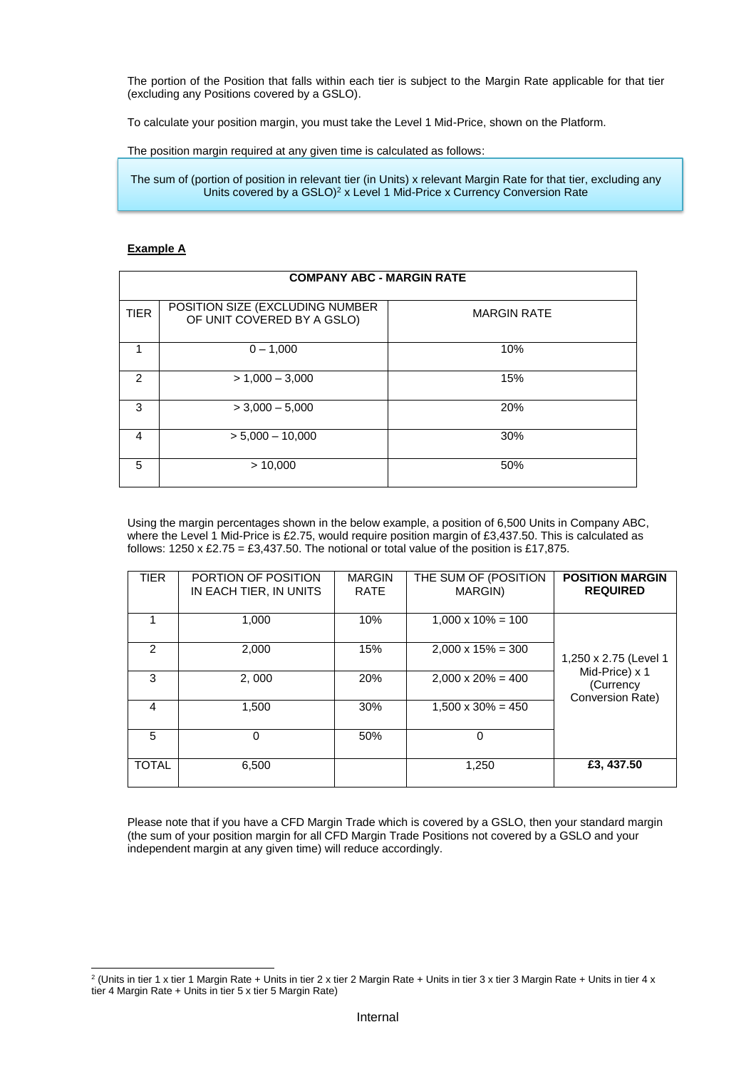The portion of the Position that falls within each tier is subject to the Margin Rate applicable for that tier (excluding any Positions covered by a GSLO).

To calculate your position margin, you must take the Level 1 Mid-Price, shown on the Platform.

The position margin required at any given time is calculated as follows:

> The sum of (portion of position in relevant tier (in Units) x relevant Margin Rate for that tier, excluding any Units covered by a GSLO)[2] x Level 1 Mid-Price x Currency Conversion Rate

**Example A**

| COMPANY ABC - MARGIN RATE | | |
|---|---|---|
| TIER | POSITION SIZE (EXCLUDING NUMBER OF UNIT COVERED BY A GSLO) | MARGIN RATE |
| 1 | 0 – 1,000 | 10% |
| 2 | > 1,000 – 3,000 | 15% |
| 3 | > 3,000 – 5,000 | 20% |
| 4 | > 5,000 – 10,000 | 30% |
| 5 | > 10,000 | 50% |

Using the margin percentages shown in the below example, a position of 6,500 Units in Company ABC, where the Level 1 Mid-Price is £2.75, would require position margin of £3,437.50. This is calculated as follows: 1250 x £2.75 = £3,437.50. The notional or total value of the position is £17,875.

| TIER | PORTION OF POSITION IN EACH TIER, IN UNITS | MARGIN RATE | THE SUM OF (POSITION MARGIN) | **POSITION MARGIN REQUIRED** |
|---|---|---|---|---|
| 1 | 1,000 | 10% | 1,000 x 10% = 100 | 1,250 x 2.75 (Level 1 Mid-Price) x 1 (Currency Conversion Rate) |
| 2 | 2,000 | 15% | 2,000 x 15% = 300 | |
| 3 | 2, 000 | 20% | 2,000 x 20% = 400 | |
| 4 | 1,500 | 30% | 1,500 x 30% = 450 | |
| 5 | 0 | 50% | 0 | |
| TOTAL | 6,500 | | 1,250 | **£3, 437.50** |

Please note that if you have a CFD Margin Trade which is covered by a GSLO, then your standard margin (the sum of your position margin for all CFD Margin Trade Positions not covered by a GSLO and your independent margin at any given time) will reduce accordingly.

---

[2] (Units in tier 1 x tier 1 Margin Rate + Units in tier 2 x tier 2 Margin Rate + Units in tier 3 x tier 3 Margin Rate + Units in tier 4 x tier 4 Margin Rate + Units in tier 5 x tier 5 Margin Rate)

Internal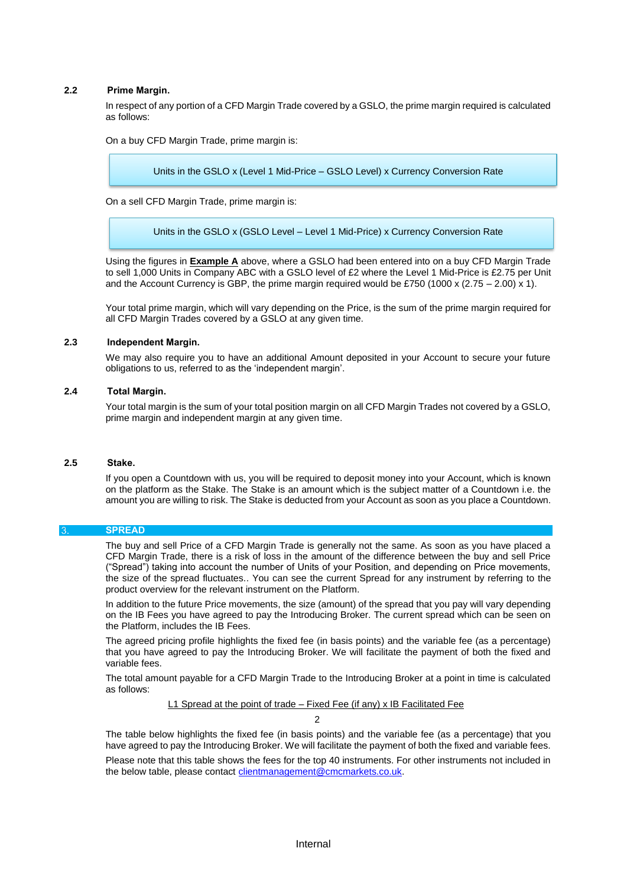### 2.2 Prime Margin.

In respect of any portion of a CFD Margin Trade covered by a GSLO, the prime margin required is calculated as follows:

On a buy CFD Margin Trade, prime margin is:

> Units in the GSLO x (Level 1 Mid-Price – GSLO Level) x Currency Conversion Rate

On a sell CFD Margin Trade, prime margin is:

> Units in the GSLO x (GSLO Level – Level 1 Mid-Price) x Currency Conversion Rate

Using the figures in **Example A** above, where a GSLO had been entered into on a buy CFD Margin Trade to sell 1,000 Units in Company ABC with a GSLO level of £2 where the Level 1 Mid-Price is £2.75 per Unit and the Account Currency is GBP, the prime margin required would be £750 (1000 x (2.75 – 2.00) x 1).

Your total prime margin, which will vary depending on the Price, is the sum of the prime margin required for all CFD Margin Trades covered by a GSLO at any given time.

### 2.3 Independent Margin.

We may also require you to have an additional Amount deposited in your Account to secure your future obligations to us, referred to as the 'independent margin'.

### 2.4 Total Margin.

Your total margin is the sum of your total position margin on all CFD Margin Trades not covered by a GSLO, prime margin and independent margin at any given time.

### 2.5 Stake.

If you open a Countdown with us, you will be required to deposit money into your Account, which is known on the platform as the Stake. The Stake is an amount which is the subject matter of a Countdown i.e. the amount you are willing to risk. The Stake is deducted from your Account as soon as you place a Countdown.

## 3. SPREAD

The buy and sell Price of a CFD Margin Trade is generally not the same. As soon as you have placed a CFD Margin Trade, there is a risk of loss in the amount of the difference between the buy and sell Price ("Spread") taking into account the number of Units of your Position, and depending on Price movements, the size of the spread fluctuates.. You can see the current Spread for any instrument by referring to the product overview for the relevant instrument on the Platform.

In addition to the future Price movements, the size (amount) of the spread that you pay will vary depending on the IB Fees you have agreed to pay the Introducing Broker. The current spread which can be seen on the Platform, includes the IB Fees.

The agreed pricing profile highlights the fixed fee (in basis points) and the variable fee (as a percentage) that you have agreed to pay the Introducing Broker. We will facilitate the payment of both the fixed and variable fees.

The total amount payable for a CFD Margin Trade to the Introducing Broker at a point in time is calculated as follows:

$$\frac{\text{L1 Spread at the point of trade} - \text{Fixed Fee (if any)} \times \text{IB Facilitated Fee}}{2}$$

The table below highlights the fixed fee (in basis points) and the variable fee (as a percentage) that you have agreed to pay the Introducing Broker. We will facilitate the payment of both the fixed and variable fees.

Please note that this table shows the fees for the top 40 instruments. For other instruments not included in the below table, please contact clientmanagement@cmcmarkets.co.uk.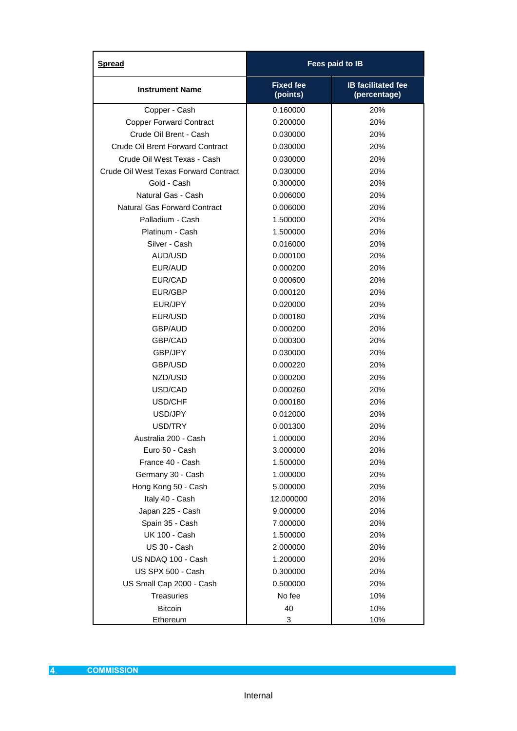| **Spread** | Fees paid to IB | |
|---|---|---|
| **Instrument Name** | **Fixed fee (points)** | **IB facilitated fee (percentage)** |
| Copper - Cash | 0.160000 | 20% |
| Copper Forward Contract | 0.200000 | 20% |
| Crude Oil Brent - Cash | 0.030000 | 20% |
| Crude Oil Brent Forward Contract | 0.030000 | 20% |
| Crude Oil West Texas - Cash | 0.030000 | 20% |
| Crude Oil West Texas Forward Contract | 0.030000 | 20% |
| Gold - Cash | 0.300000 | 20% |
| Natural Gas - Cash | 0.006000 | 20% |
| Natural Gas Forward Contract | 0.006000 | 20% |
| Palladium - Cash | 1.500000 | 20% |
| Platinum - Cash | 1.500000 | 20% |
| Silver - Cash | 0.016000 | 20% |
| AUD/USD | 0.000100 | 20% |
| EUR/AUD | 0.000200 | 20% |
| EUR/CAD | 0.000600 | 20% |
| EUR/GBP | 0.000120 | 20% |
| EUR/JPY | 0.020000 | 20% |
| EUR/USD | 0.000180 | 20% |
| GBP/AUD | 0.000200 | 20% |
| GBP/CAD | 0.000300 | 20% |
| GBP/JPY | 0.030000 | 20% |
| GBP/USD | 0.000220 | 20% |
| NZD/USD | 0.000200 | 20% |
| USD/CAD | 0.000260 | 20% |
| USD/CHF | 0.000180 | 20% |
| USD/JPY | 0.012000 | 20% |
| USD/TRY | 0.001300 | 20% |
| Australia 200 - Cash | 1.000000 | 20% |
| Euro 50 - Cash | 3.000000 | 20% |
| France 40 - Cash | 1.500000 | 20% |
| Germany 30 - Cash | 1.000000 | 20% |
| Hong Kong 50 - Cash | 5.000000 | 20% |
| Italy 40 - Cash | 12.000000 | 20% |
| Japan 225 - Cash | 9.000000 | 20% |
| Spain 35 - Cash | 7.000000 | 20% |
| UK 100 - Cash | 1.500000 | 20% |
| US 30 - Cash | 2.000000 | 20% |
| US NDAQ 100 - Cash | 1.200000 | 20% |
| US SPX 500 - Cash | 0.300000 | 20% |
| US Small Cap 2000 - Cash | 0.500000 | 20% |
| Treasuries | No fee | 10% |
| Bitcoin | 40 | 10% |
| Ethereum | 3 | 10% |

## 4. COMMISSION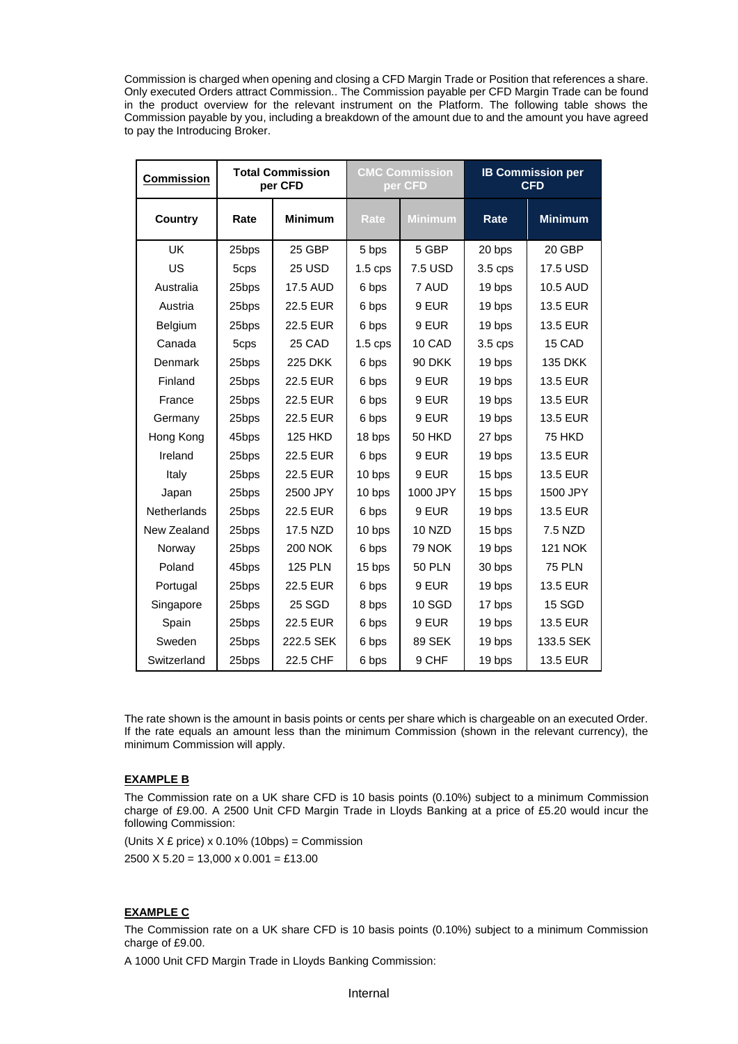Commission is charged when opening and closing a CFD Margin Trade or Position that references a share. Only executed Orders attract Commission.. The Commission payable per CFD Margin Trade can be found in the product overview for the relevant instrument on the Platform. The following table shows the Commission payable by you, including a breakdown of the amount due to and the amount you have agreed to pay the Introducing Broker.

| **Commission** | **Total Commission per CFD** | | **CMC Commission per CFD** | | **IB Commission per CFD** | |
|---|---|---|---|---|---|---|
| **Country** | **Rate** | **Minimum** | **Rate** | **Minimum** | **Rate** | **Minimum** |
| UK | 25bps | 25 GBP | 5 bps | 5 GBP | 20 bps | 20 GBP |
| US | 5cps | 25 USD | 1.5 cps | 7.5 USD | 3.5 cps | 17.5 USD |
| Australia | 25bps | 17.5 AUD | 6 bps | 7 AUD | 19 bps | 10.5 AUD |
| Austria | 25bps | 22.5 EUR | 6 bps | 9 EUR | 19 bps | 13.5 EUR |
| Belgium | 25bps | 22.5 EUR | 6 bps | 9 EUR | 19 bps | 13.5 EUR |
| Canada | 5cps | 25 CAD | 1.5 cps | 10 CAD | 3.5 cps | 15 CAD |
| Denmark | 25bps | 225 DKK | 6 bps | 90 DKK | 19 bps | 135 DKK |
| Finland | 25bps | 22.5 EUR | 6 bps | 9 EUR | 19 bps | 13.5 EUR |
| France | 25bps | 22.5 EUR | 6 bps | 9 EUR | 19 bps | 13.5 EUR |
| Germany | 25bps | 22.5 EUR | 6 bps | 9 EUR | 19 bps | 13.5 EUR |
| Hong Kong | 45bps | 125 HKD | 18 bps | 50 HKD | 27 bps | 75 HKD |
| Ireland | 25bps | 22.5 EUR | 6 bps | 9 EUR | 19 bps | 13.5 EUR |
| Italy | 25bps | 22.5 EUR | 10 bps | 9 EUR | 15 bps | 13.5 EUR |
| Japan | 25bps | 2500 JPY | 10 bps | 1000 JPY | 15 bps | 1500 JPY |
| Netherlands | 25bps | 22.5 EUR | 6 bps | 9 EUR | 19 bps | 13.5 EUR |
| New Zealand | 25bps | 17.5 NZD | 10 bps | 10 NZD | 15 bps | 7.5 NZD |
| Norway | 25bps | 200 NOK | 6 bps | 79 NOK | 19 bps | 121 NOK |
| Poland | 45bps | 125 PLN | 15 bps | 50 PLN | 30 bps | 75 PLN |
| Portugal | 25bps | 22.5 EUR | 6 bps | 9 EUR | 19 bps | 13.5 EUR |
| Singapore | 25bps | 25 SGD | 8 bps | 10 SGD | 17 bps | 15 SGD |
| Spain | 25bps | 22.5 EUR | 6 bps | 9 EUR | 19 bps | 13.5 EUR |
| Sweden | 25bps | 222.5 SEK | 6 bps | 89 SEK | 19 bps | 133.5 SEK |
| Switzerland | 25bps | 22.5 CHF | 6 bps | 9 CHF | 19 bps | 13.5 EUR |

The rate shown is the amount in basis points or cents per share which is chargeable on an executed Order. If the rate equals an amount less than the minimum Commission (shown in the relevant currency), the minimum Commission will apply.

**EXAMPLE B**

The Commission rate on a UK share CFD is 10 basis points (0.10%) subject to a minimum Commission charge of £9.00. A 2500 Unit CFD Margin Trade in Lloyds Banking at a price of £5.20 would incur the following Commission:

(Units X £ price) x 0.10% (10bps) = Commission

2500 X 5.20 = 13,000 x 0.001 = £13.00

**EXAMPLE C**

The Commission rate on a UK share CFD is 10 basis points (0.10%) subject to a minimum Commission charge of £9.00.

A 1000 Unit CFD Margin Trade in Lloyds Banking Commission: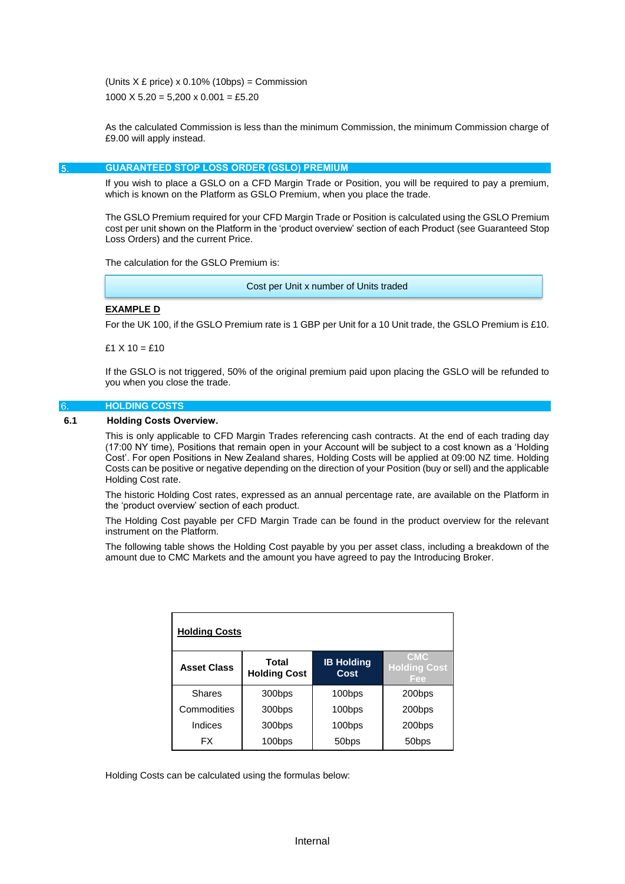(Units X £ price) x 0.10% (10bps) = Commission

1000 X 5.20 = 5,200 x 0.001 = £5.20

As the calculated Commission is less than the minimum Commission, the minimum Commission charge of £9.00 will apply instead.

## 5. GUARANTEED STOP LOSS ORDER (GSLO) PREMIUM

If you wish to place a GSLO on a CFD Margin Trade or Position, you will be required to pay a premium, which is known on the Platform as GSLO Premium, when you place the trade.

The GSLO Premium required for your CFD Margin Trade or Position is calculated using the GSLO Premium cost per unit shown on the Platform in the 'product overview' section of each Product (see Guaranteed Stop Loss Orders) and the current Price.

The calculation for the GSLO Premium is:

Cost per Unit x number of Units traded

**EXAMPLE D**

For the UK 100, if the GSLO Premium rate is 1 GBP per Unit for a 10 Unit trade, the GSLO Premium is £10.

£1 X 10 = £10

If the GSLO is not triggered, 50% of the original premium paid upon placing the GSLO will be refunded to you when you close the trade.

## 6. HOLDING COSTS

### 6.1 Holding Costs Overview.

This is only applicable to CFD Margin Trades referencing cash contracts. At the end of each trading day (17:00 NY time), Positions that remain open in your Account will be subject to a cost known as a 'Holding Cost'. For open Positions in New Zealand shares, Holding Costs will be applied at 09:00 NZ time. Holding Costs can be positive or negative depending on the direction of your Position (buy or sell) and the applicable Holding Cost rate.

The historic Holding Cost rates, expressed as an annual percentage rate, are available on the Platform in the 'product overview' section of each product.

The Holding Cost payable per CFD Margin Trade can be found in the product overview for the relevant instrument on the Platform.

The following table shows the Holding Cost payable by you per asset class, including a breakdown of the amount due to CMC Markets and the amount you have agreed to pay the Introducing Broker.

**Holding Costs**

| Asset Class | Total Holding Cost | IB Holding Cost | CMC Holding Cost Fee |
|---|---|---|---|
| Shares | 300bps | 100bps | 200bps |
| Commodities | 300bps | 100bps | 200bps |
| Indices | 300bps | 100bps | 200bps |
| FX | 100bps | 50bps | 50bps |

Holding Costs can be calculated using the formulas below: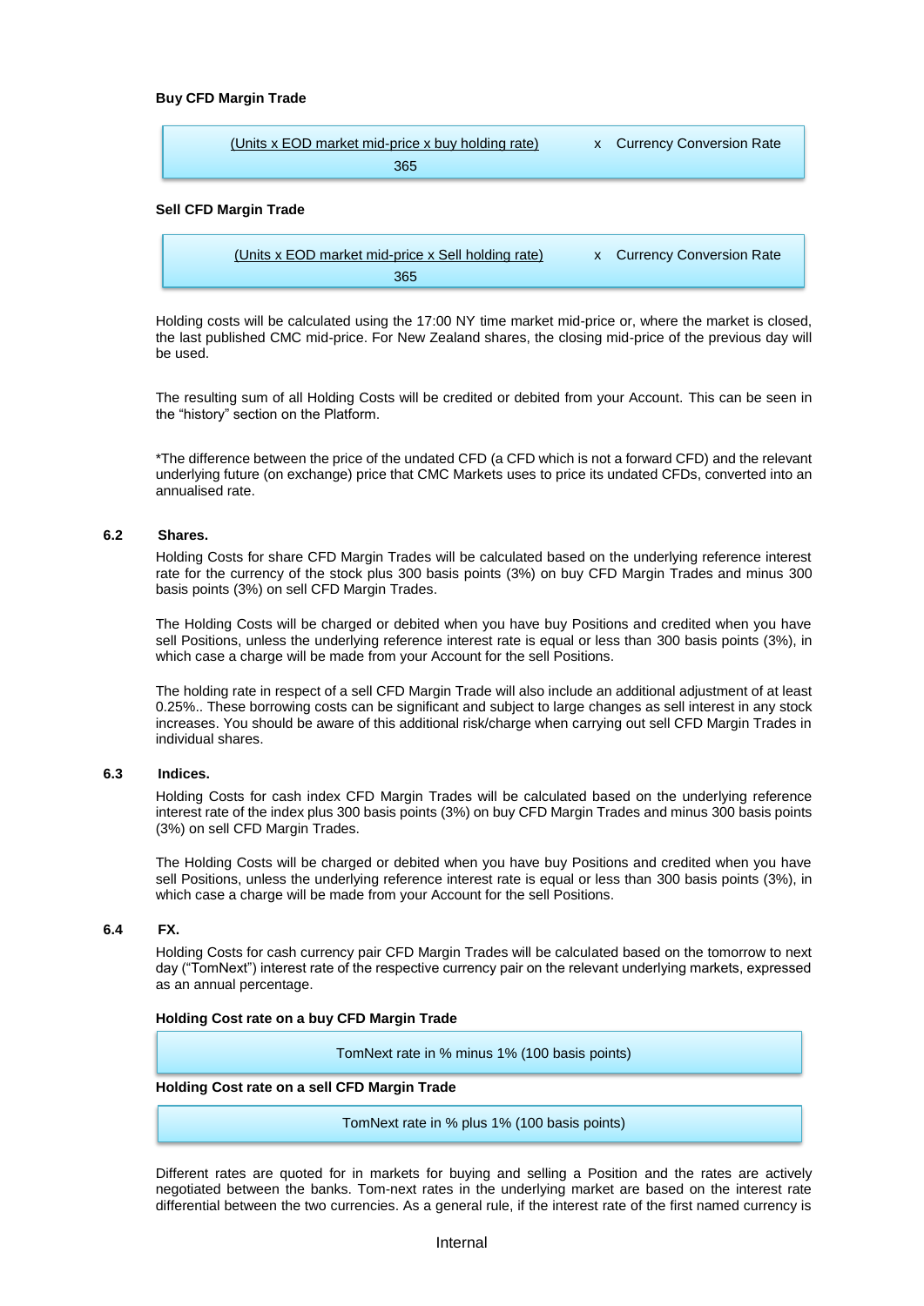**Buy CFD Margin Trade**

$$\frac{\text{Units} \times \text{EOD market mid-price} \times \text{buy holding rate}}{365} \times \text{Currency Conversion Rate}$$

**Sell CFD Margin Trade**

$$\frac{\text{Units} \times \text{EOD market mid-price} \times \text{Sell holding rate}}{365} \times \text{Currency Conversion Rate}$$

Holding costs will be calculated using the 17:00 NY time market mid-price or, where the market is closed, the last published CMC mid-price. For New Zealand shares, the closing mid-price of the previous day will be used.

The resulting sum of all Holding Costs will be credited or debited from your Account. This can be seen in the "history" section on the Platform.

*The difference between the price of the undated CFD (a CFD which is not a forward CFD) and the relevant underlying future (on exchange) price that CMC Markets uses to price its undated CFDs, converted into an annualised rate.

### 6.2 Shares.

Holding Costs for share CFD Margin Trades will be calculated based on the underlying reference interest rate for the currency of the stock plus 300 basis points (3%) on buy CFD Margin Trades and minus 300 basis points (3%) on sell CFD Margin Trades.

The Holding Costs will be charged or debited when you have buy Positions and credited when you have sell Positions, unless the underlying reference interest rate is equal or less than 300 basis points (3%), in which case a charge will be made from your Account for the sell Positions.

The holding rate in respect of a sell CFD Margin Trade will also include an additional adjustment of at least 0.25%.. These borrowing costs can be significant and subject to large changes as sell interest in any stock increases. You should be aware of this additional risk/charge when carrying out sell CFD Margin Trades in individual shares.

### 6.3 Indices.

Holding Costs for cash index CFD Margin Trades will be calculated based on the underlying reference interest rate of the index plus 300 basis points (3%) on buy CFD Margin Trades and minus 300 basis points (3%) on sell CFD Margin Trades.

The Holding Costs will be charged or debited when you have buy Positions and credited when you have sell Positions, unless the underlying reference interest rate is equal or less than 300 basis points (3%), in which case a charge will be made from your Account for the sell Positions.

### 6.4 FX.

Holding Costs for cash currency pair CFD Margin Trades will be calculated based on the tomorrow to next day ("TomNext") interest rate of the respective currency pair on the relevant underlying markets, expressed as an annual percentage.

**Holding Cost rate on a buy CFD Margin Trade**

TomNext rate in % minus 1% (100 basis points)

**Holding Cost rate on a sell CFD Margin Trade**

TomNext rate in % plus 1% (100 basis points)

Different rates are quoted for in markets for buying and selling a Position and the rates are actively negotiated between the banks. Tom-next rates in the underlying market are based on the interest rate differential between the two currencies. As a general rule, if the interest rate of the first named currency is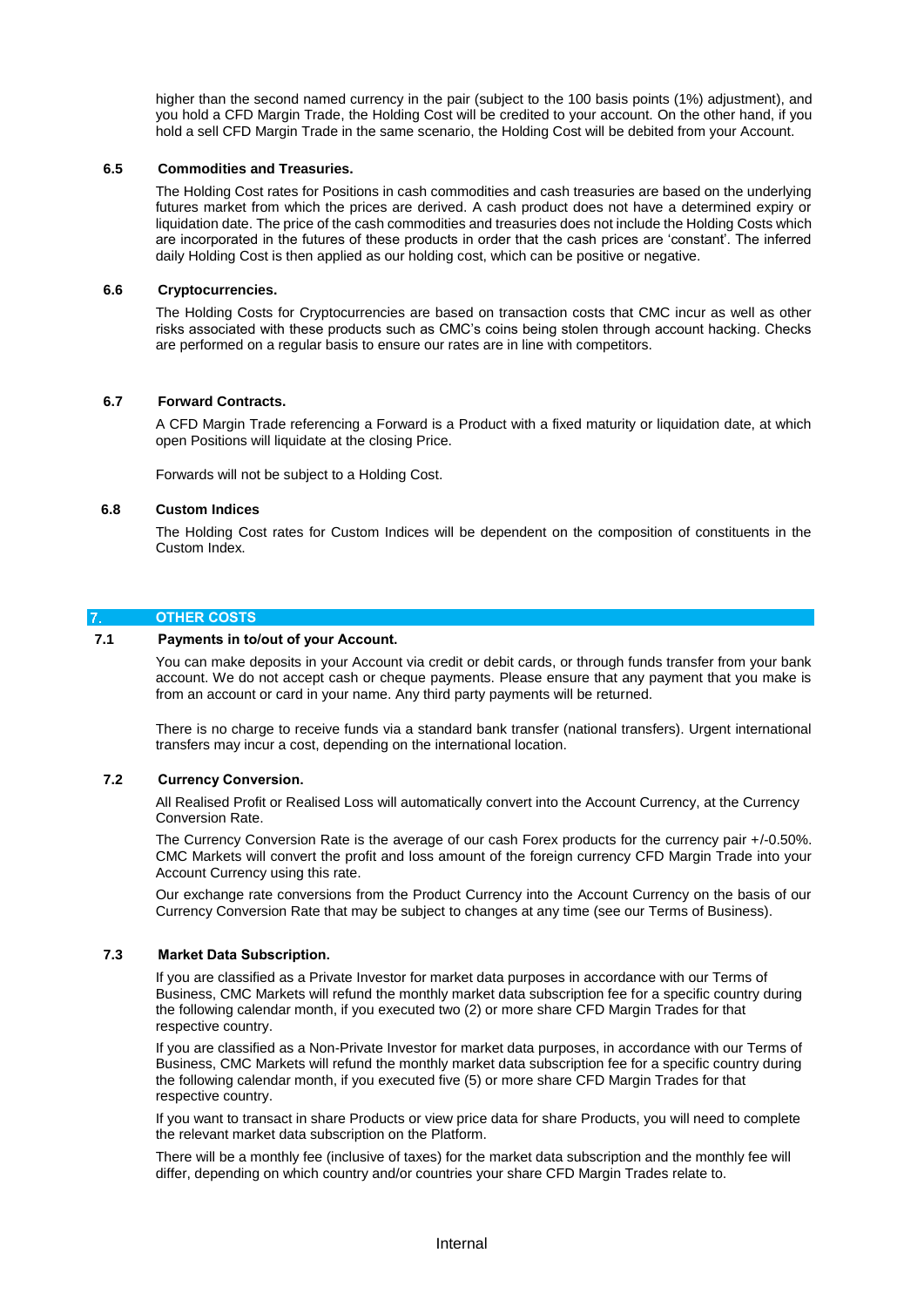higher than the second named currency in the pair (subject to the 100 basis points (1%) adjustment), and you hold a CFD Margin Trade, the Holding Cost will be credited to your account. On the other hand, if you hold a sell CFD Margin Trade in the same scenario, the Holding Cost will be debited from your Account.

### 6.5 Commodities and Treasuries.

The Holding Cost rates for Positions in cash commodities and cash treasuries are based on the underlying futures market from which the prices are derived. A cash product does not have a determined expiry or liquidation date. The price of the cash commodities and treasuries does not include the Holding Costs which are incorporated in the futures of these products in order that the cash prices are 'constant'. The inferred daily Holding Cost is then applied as our holding cost, which can be positive or negative.

### 6.6 Cryptocurrencies.

The Holding Costs for Cryptocurrencies are based on transaction costs that CMC incur as well as other risks associated with these products such as CMC's coins being stolen through account hacking. Checks are performed on a regular basis to ensure our rates are in line with competitors.

### 6.7 Forward Contracts.

A CFD Margin Trade referencing a Forward is a Product with a fixed maturity or liquidation date, at which open Positions will liquidate at the closing Price.

Forwards will not be subject to a Holding Cost.

### 6.8 Custom Indices

The Holding Cost rates for Custom Indices will be dependent on the composition of constituents in the Custom Index.

## 7. OTHER COSTS

### 7.1 Payments in to/out of your Account.

You can make deposits in your Account via credit or debit cards, or through funds transfer from your bank account. We do not accept cash or cheque payments. Please ensure that any payment that you make is from an account or card in your name. Any third party payments will be returned.

There is no charge to receive funds via a standard bank transfer (national transfers). Urgent international transfers may incur a cost, depending on the international location.

### 7.2 Currency Conversion.

All Realised Profit or Realised Loss will automatically convert into the Account Currency, at the Currency Conversion Rate.

The Currency Conversion Rate is the average of our cash Forex products for the currency pair +/-0.50%. CMC Markets will convert the profit and loss amount of the foreign currency CFD Margin Trade into your Account Currency using this rate.

Our exchange rate conversions from the Product Currency into the Account Currency on the basis of our Currency Conversion Rate that may be subject to changes at any time (see our Terms of Business).

### 7.3 Market Data Subscription.

If you are classified as a Private Investor for market data purposes in accordance with our Terms of Business, CMC Markets will refund the monthly market data subscription fee for a specific country during the following calendar month, if you executed two (2) or more share CFD Margin Trades for that respective country.

If you are classified as a Non-Private Investor for market data purposes, in accordance with our Terms of Business, CMC Markets will refund the monthly market data subscription fee for a specific country during the following calendar month, if you executed five (5) or more share CFD Margin Trades for that respective country.

If you want to transact in share Products or view price data for share Products, you will need to complete the relevant market data subscription on the Platform.

There will be a monthly fee (inclusive of taxes) for the market data subscription and the monthly fee will differ, depending on which country and/or countries your share CFD Margin Trades relate to.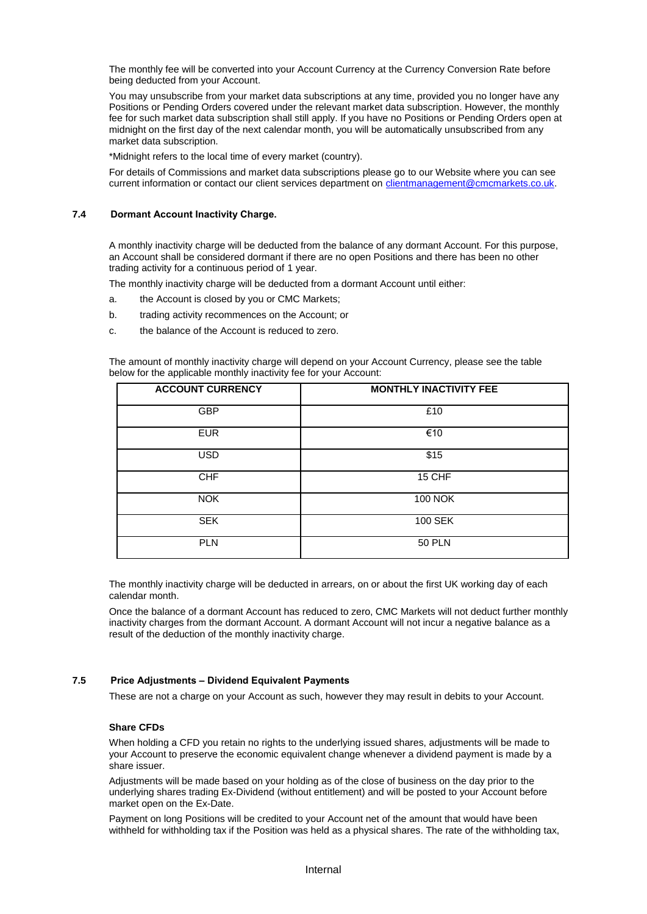The monthly fee will be converted into your Account Currency at the Currency Conversion Rate before being deducted from your Account.

You may unsubscribe from your market data subscriptions at any time, provided you no longer have any Positions or Pending Orders covered under the relevant market data subscription. However, the monthly fee for such market data subscription shall still apply. If you have no Positions or Pending Orders open at midnight on the first day of the next calendar month, you will be automatically unsubscribed from any market data subscription.

*Midnight refers to the local time of every market (country).

For details of Commissions and market data subscriptions please go to our Website where you can see current information or contact our client services department on clientmanagement@cmcmarkets.co.uk.

### 7.4 Dormant Account Inactivity Charge.

A monthly inactivity charge will be deducted from the balance of any dormant Account. For this purpose, an Account shall be considered dormant if there are no open Positions and there has been no other trading activity for a continuous period of 1 year.

The monthly inactivity charge will be deducted from a dormant Account until either:

a. the Account is closed by you or CMC Markets;

b. trading activity recommences on the Account; or

c. the balance of the Account is reduced to zero.

The amount of monthly inactivity charge will depend on your Account Currency, please see the table below for the applicable monthly inactivity fee for your Account:

| ACCOUNT CURRENCY | MONTHLY INACTIVITY FEE |
|---|---|
| GBP | £10 |
| EUR | €10 |
| USD | $15 |
| CHF | 15 CHF |
| NOK | 100 NOK |
| SEK | 100 SEK |
| PLN | 50 PLN |

The monthly inactivity charge will be deducted in arrears, on or about the first UK working day of each calendar month.

Once the balance of a dormant Account has reduced to zero, CMC Markets will not deduct further monthly inactivity charges from the dormant Account. A dormant Account will not incur a negative balance as a result of the deduction of the monthly inactivity charge.

### 7.5 Price Adjustments – Dividend Equivalent Payments

These are not a charge on your Account as such, however they may result in debits to your Account.

**Share CFDs**

When holding a CFD you retain no rights to the underlying issued shares, adjustments will be made to your Account to preserve the economic equivalent change whenever a dividend payment is made by a share issuer.

Adjustments will be made based on your holding as of the close of business on the day prior to the underlying shares trading Ex-Dividend (without entitlement) and will be posted to your Account before market open on the Ex-Date.

Payment on long Positions will be credited to your Account net of the amount that would have been withheld for withholding tax if the Position was held as a physical shares. The rate of the withholding tax,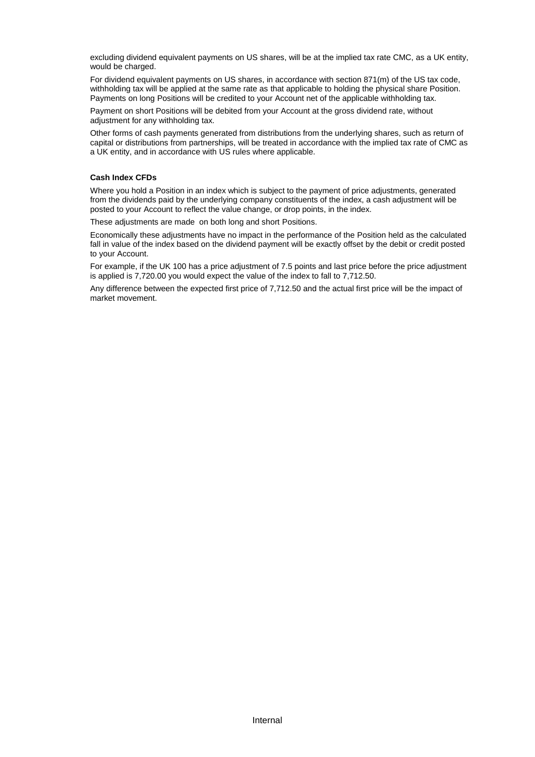excluding dividend equivalent payments on US shares, will be at the implied tax rate CMC, as a UK entity, would be charged.

For dividend equivalent payments on US shares, in accordance with section 871(m) of the US tax code, withholding tax will be applied at the same rate as that applicable to holding the physical share Position. Payments on long Positions will be credited to your Account net of the applicable withholding tax.

Payment on short Positions will be debited from your Account at the gross dividend rate, without adjustment for any withholding tax.

Other forms of cash payments generated from distributions from the underlying shares, such as return of capital or distributions from partnerships, will be treated in accordance with the implied tax rate of CMC as a UK entity, and in accordance with US rules where applicable.

**Cash Index CFDs**

Where you hold a Position in an index which is subject to the payment of price adjustments, generated from the dividends paid by the underlying company constituents of the index, a cash adjustment will be posted to your Account to reflect the value change, or drop points, in the index.

These adjustments are made on both long and short Positions.

Economically these adjustments have no impact in the performance of the Position held as the calculated fall in value of the index based on the dividend payment will be exactly offset by the debit or credit posted to your Account.

For example, if the UK 100 has a price adjustment of 7.5 points and last price before the price adjustment is applied is 7,720.00 you would expect the value of the index to fall to 7,712.50.

Any difference between the expected first price of 7,712.50 and the actual first price will be the impact of market movement.